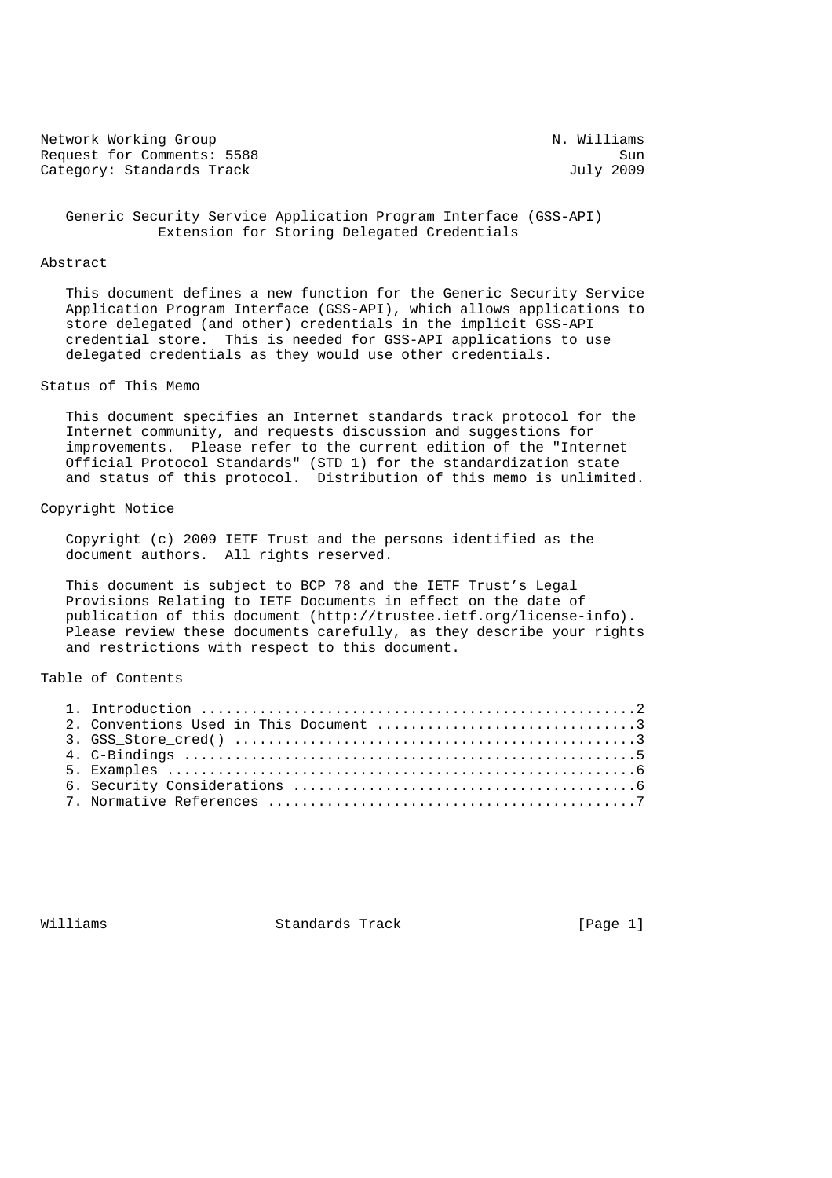Network Working Group N. Williams
Request for Comments: 5588 Sun
Category: Standards Track July 2009

# Generic Security Service Application Program Interface (GSS-API) Extension for Storing Delegated Credentials

## Abstract

This document defines a new function for the Generic Security Service Application Program Interface (GSS-API), which allows applications to store delegated (and other) credentials in the implicit GSS-API credential store. This is needed for GSS-API applications to use delegated credentials as they would use other credentials.

## Status of This Memo

This document specifies an Internet standards track protocol for the Internet community, and requests discussion and suggestions for improvements. Please refer to the current edition of the "Internet Official Protocol Standards" (STD 1) for the standardization state and status of this protocol. Distribution of this memo is unlimited.

## Copyright Notice

Copyright (c) 2009 IETF Trust and the persons identified as the document authors. All rights reserved.

This document is subject to BCP 78 and the IETF Trust's Legal Provisions Relating to IETF Documents in effect on the date of publication of this document (http://trustee.ietf.org/license-info). Please review these documents carefully, as they describe your rights and restrictions with respect to this document.

## Table of Contents

1. Introduction ....................................................2
2. Conventions Used in This Document ...............................3
3. GSS_Store_cred() ................................................3
4. C-Bindings ......................................................5
5. Examples ........................................................6
6. Security Considerations .........................................6
7. Normative References ............................................7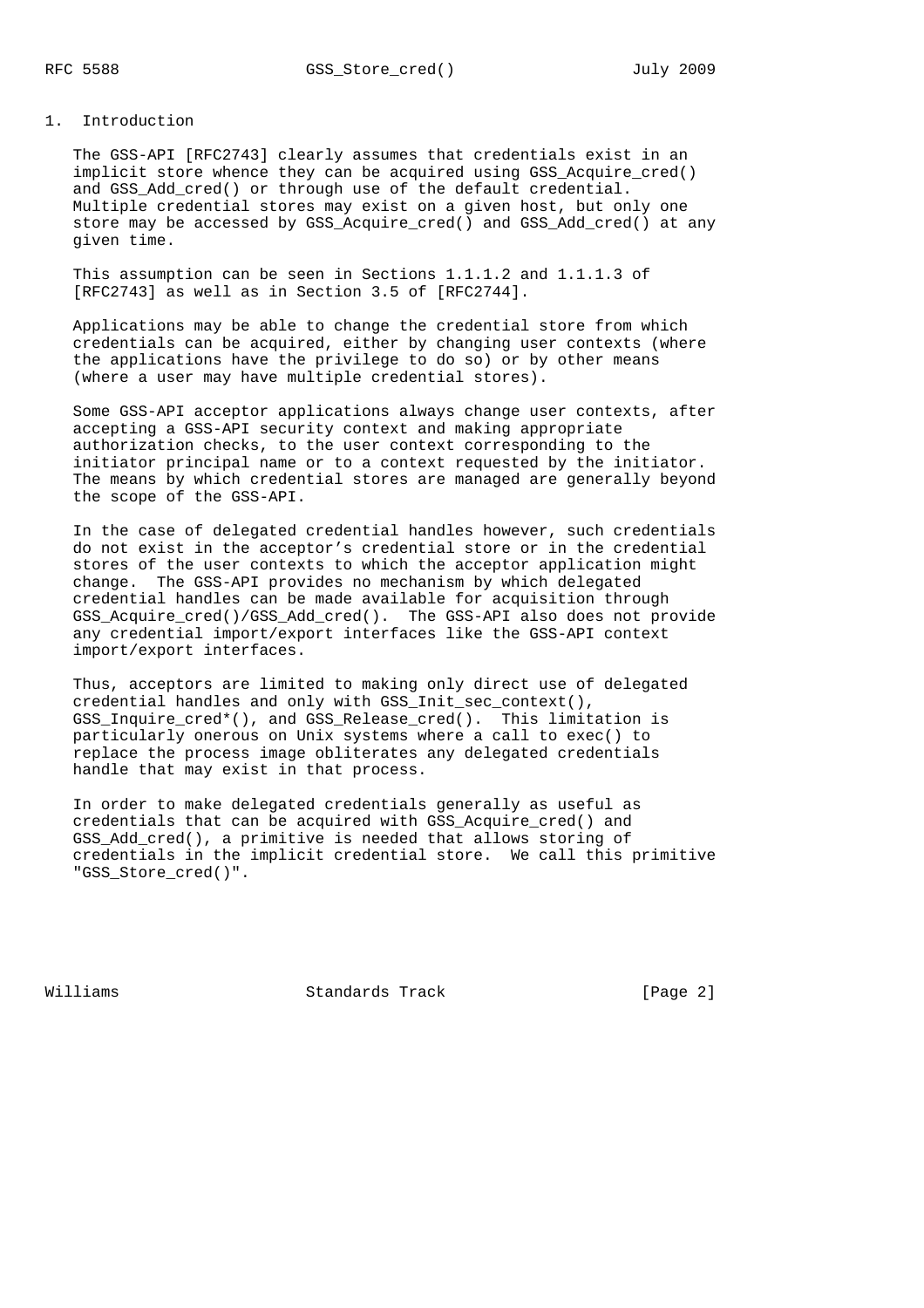## 1. Introduction

The GSS-API [RFC2743] clearly assumes that credentials exist in an implicit store whence they can be acquired using GSS_Acquire_cred() and GSS_Add_cred() or through use of the default credential. Multiple credential stores may exist on a given host, but only one store may be accessed by GSS_Acquire_cred() and GSS_Add_cred() at any given time.

This assumption can be seen in Sections 1.1.1.2 and 1.1.1.3 of [RFC2743] as well as in Section 3.5 of [RFC2744].

Applications may be able to change the credential store from which credentials can be acquired, either by changing user contexts (where the applications have the privilege to do so) or by other means (where a user may have multiple credential stores).

Some GSS-API acceptor applications always change user contexts, after accepting a GSS-API security context and making appropriate authorization checks, to the user context corresponding to the initiator principal name or to a context requested by the initiator. The means by which credential stores are managed are generally beyond the scope of the GSS-API.

In the case of delegated credential handles however, such credentials do not exist in the acceptor's credential store or in the credential stores of the user contexts to which the acceptor application might change. The GSS-API provides no mechanism by which delegated credential handles can be made available for acquisition through GSS_Acquire_cred()/GSS_Add_cred(). The GSS-API also does not provide any credential import/export interfaces like the GSS-API context import/export interfaces.

Thus, acceptors are limited to making only direct use of delegated credential handles and only with GSS_Init_sec_context(), GSS_Inquire_cred*(), and GSS_Release_cred(). This limitation is particularly onerous on Unix systems where a call to exec() to replace the process image obliterates any delegated credentials handle that may exist in that process.

In order to make delegated credentials generally as useful as credentials that can be acquired with GSS_Acquire_cred() and GSS_Add_cred(), a primitive is needed that allows storing of credentials in the implicit credential store. We call this primitive "GSS_Store_cred()".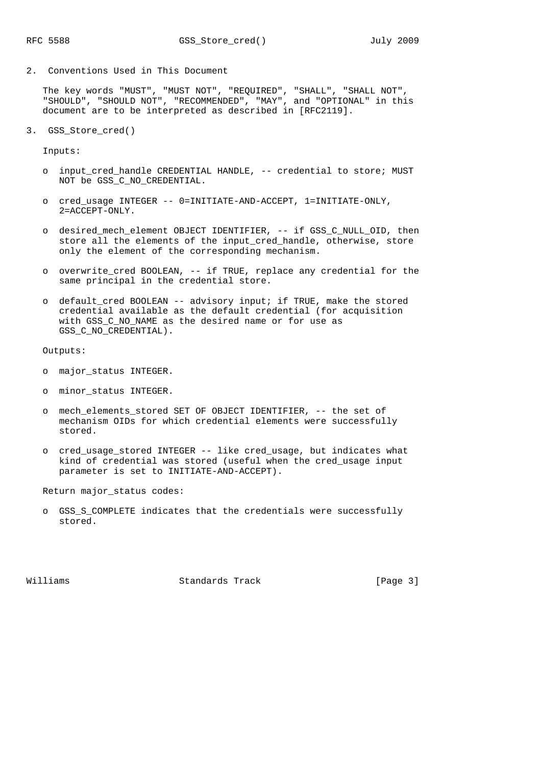## 2. Conventions Used in This Document

The key words "MUST", "MUST NOT", "REQUIRED", "SHALL", "SHALL NOT", "SHOULD", "SHOULD NOT", "RECOMMENDED", "MAY", and "OPTIONAL" in this document are to be interpreted as described in [RFC2119].

## 3. GSS_Store_cred()

Inputs:

- input_cred_handle CREDENTIAL HANDLE, -- credential to store; MUST NOT be GSS_C_NO_CREDENTIAL.
- cred_usage INTEGER -- 0=INITIATE-AND-ACCEPT, 1=INITIATE-ONLY, 2=ACCEPT-ONLY.
- desired_mech_element OBJECT IDENTIFIER, -- if GSS_C_NULL_OID, then store all the elements of the input_cred_handle, otherwise, store only the element of the corresponding mechanism.
- overwrite_cred BOOLEAN, -- if TRUE, replace any credential for the same principal in the credential store.
- default_cred BOOLEAN -- advisory input; if TRUE, make the stored credential available as the default credential (for acquisition with GSS_C_NO_NAME as the desired name or for use as GSS_C_NO_CREDENTIAL).

Outputs:

- major_status INTEGER.
- minor_status INTEGER.
- mech_elements_stored SET OF OBJECT IDENTIFIER, -- the set of mechanism OIDs for which credential elements were successfully stored.
- cred_usage_stored INTEGER -- like cred_usage, but indicates what kind of credential was stored (useful when the cred_usage input parameter is set to INITIATE-AND-ACCEPT).

Return major_status codes:

- GSS_S_COMPLETE indicates that the credentials were successfully stored.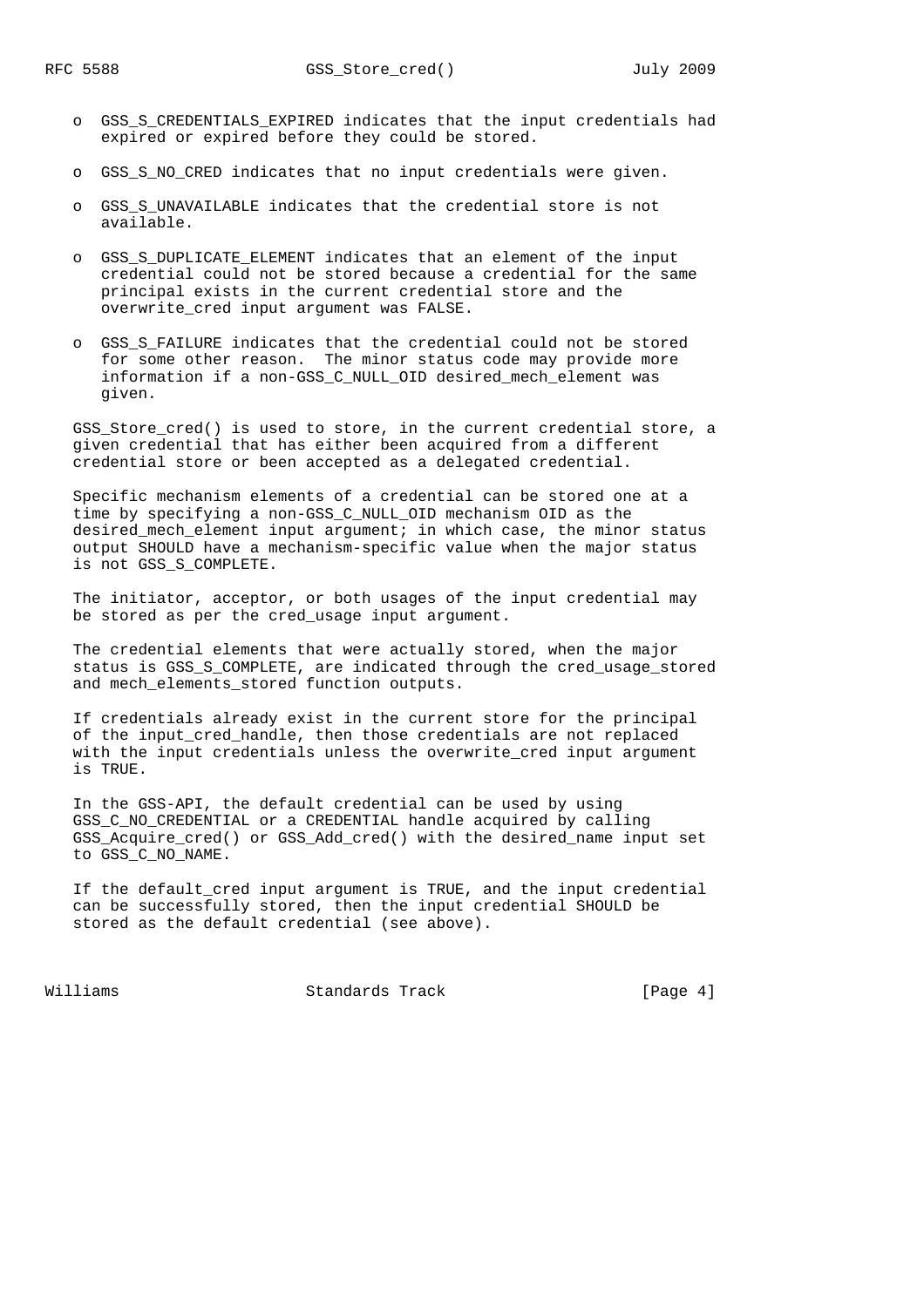- GSS_S_CREDENTIALS_EXPIRED indicates that the input credentials had expired or expired before they could be stored.

- GSS_S_NO_CRED indicates that no input credentials were given.

- GSS_S_UNAVAILABLE indicates that the credential store is not available.

- GSS_S_DUPLICATE_ELEMENT indicates that an element of the input credential could not be stored because a credential for the same principal exists in the current credential store and the overwrite_cred input argument was FALSE.

- GSS_S_FAILURE indicates that the credential could not be stored for some other reason. The minor status code may provide more information if a non-GSS_C_NULL_OID desired_mech_element was given.

GSS_Store_cred() is used to store, in the current credential store, a given credential that has either been acquired from a different credential store or been accepted as a delegated credential.

Specific mechanism elements of a credential can be stored one at a time by specifying a non-GSS_C_NULL_OID mechanism OID as the desired_mech_element input argument; in which case, the minor status output SHOULD have a mechanism-specific value when the major status is not GSS_S_COMPLETE.

The initiator, acceptor, or both usages of the input credential may be stored as per the cred_usage input argument.

The credential elements that were actually stored, when the major status is GSS_S_COMPLETE, are indicated through the cred_usage_stored and mech_elements_stored function outputs.

If credentials already exist in the current store for the principal of the input_cred_handle, then those credentials are not replaced with the input credentials unless the overwrite_cred input argument is TRUE.

In the GSS-API, the default credential can be used by using GSS_C_NO_CREDENTIAL or a CREDENTIAL handle acquired by calling GSS_Acquire_cred() or GSS_Add_cred() with the desired_name input set to GSS_C_NO_NAME.

If the default_cred input argument is TRUE, and the input credential can be successfully stored, then the input credential SHOULD be stored as the default credential (see above).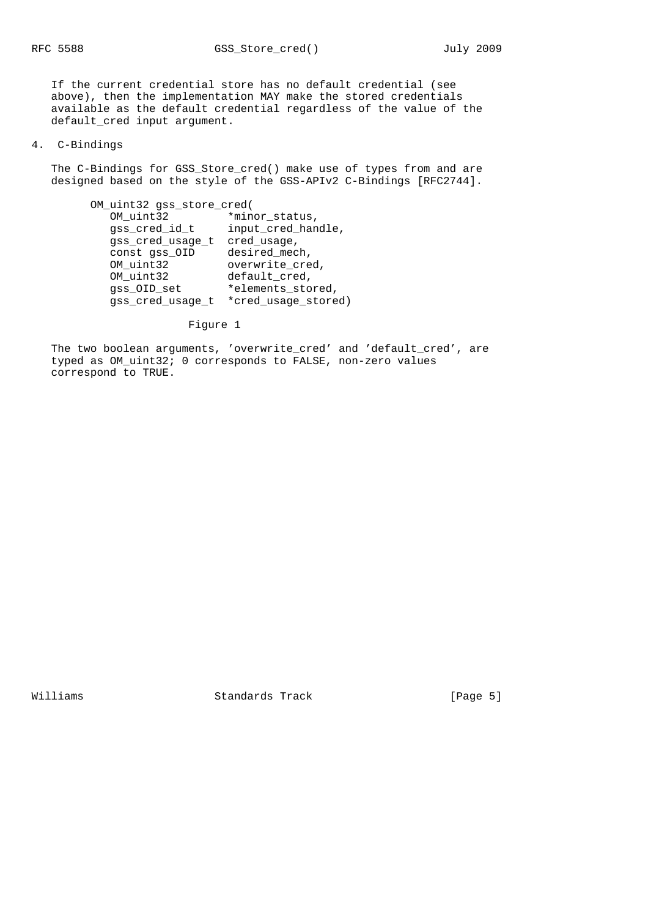If the current credential store has no default credential (see above), then the implementation MAY make the stored credentials available as the default credential regardless of the value of the default_cred input argument.

## 4. C-Bindings

The C-Bindings for GSS_Store_cred() make use of types from and are designed based on the style of the GSS-APIv2 C-Bindings [RFC2744].

```
OM_uint32 gss_store_cred(
   OM_uint32         *minor_status,
   gss_cred_id_t     input_cred_handle,
   gss_cred_usage_t  cred_usage,
   const gss_OID     desired_mech,
   OM_uint32         overwrite_cred,
   OM_uint32         default_cred,
   gss_OID_set       *elements_stored,
   gss_cred_usage_t  *cred_usage_stored)
```

Figure 1

The two boolean arguments, 'overwrite_cred' and 'default_cred', are typed as OM_uint32; 0 corresponds to FALSE, non-zero values correspond to TRUE.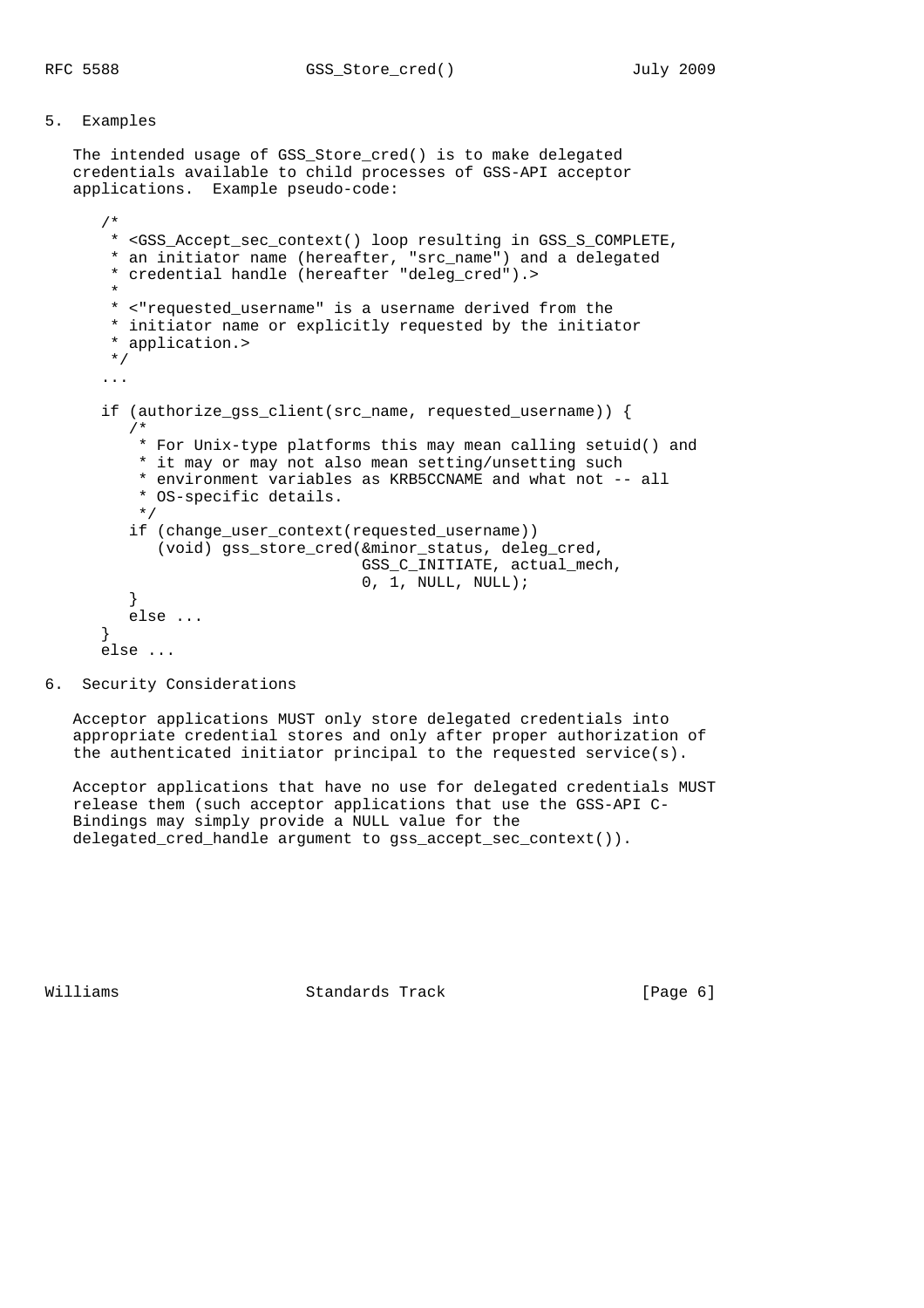## 5. Examples

The intended usage of GSS_Store_cred() is to make delegated credentials available to child processes of GSS-API acceptor applications. Example pseudo-code:

```
/*
 * <GSS_Accept_sec_context() loop resulting in GSS_S_COMPLETE,
 * an initiator name (hereafter, "src_name") and a delegated
 * credential handle (hereafter "deleg_cred").>
 *
 * <"requested_username" is a username derived from the
 * initiator name or explicitly requested by the initiator
 * application.>
 */
...

if (authorize_gss_client(src_name, requested_username)) {
   /*
    * For Unix-type platforms this may mean calling setuid() and
    * it may or may not also mean setting/unsetting such
    * environment variables as KRB5CCNAME and what not -- all
    * OS-specific details.
    */
   if (change_user_context(requested_username))
      (void) gss_store_cred(&minor_status, deleg_cred,
                            GSS_C_INITIATE, actual_mech,
                            0, 1, NULL, NULL);
   }
   else ...
}
else ...
```

## 6. Security Considerations

Acceptor applications MUST only store delegated credentials into appropriate credential stores and only after proper authorization of the authenticated initiator principal to the requested service(s).

Acceptor applications that have no use for delegated credentials MUST release them (such acceptor applications that use the GSS-API C-Bindings may simply provide a NULL value for the delegated_cred_handle argument to gss_accept_sec_context()).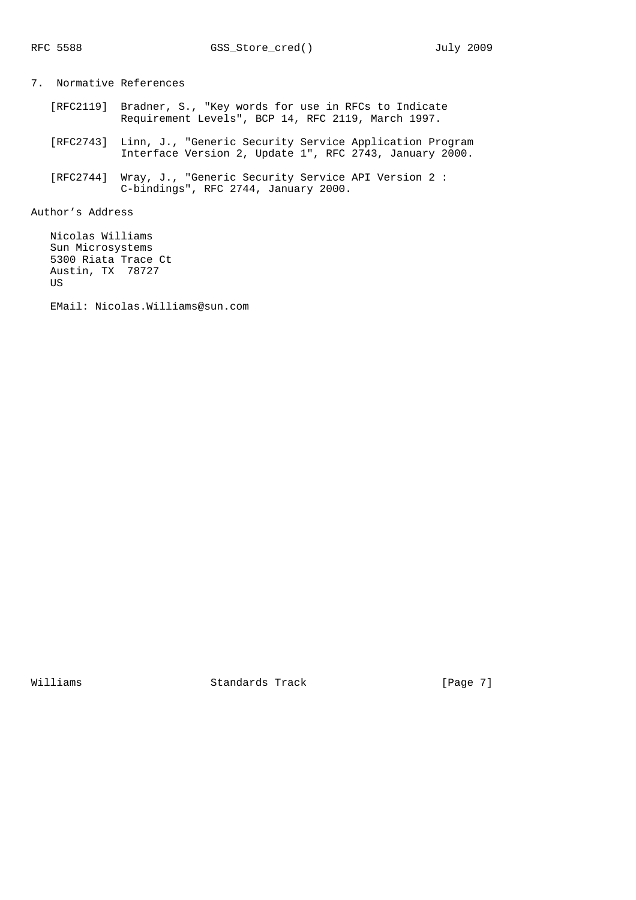## 7. Normative References

[RFC2119] Bradner, S., "Key words for use in RFCs to Indicate Requirement Levels", BCP 14, RFC 2119, March 1997.

[RFC2743] Linn, J., "Generic Security Service Application Program Interface Version 2, Update 1", RFC 2743, January 2000.

[RFC2744] Wray, J., "Generic Security Service API Version 2 : C-bindings", RFC 2744, January 2000.

## Author's Address

Nicolas Williams
Sun Microsystems
5300 Riata Trace Ct
Austin, TX 78727
US

EMail: Nicolas.Williams@sun.com